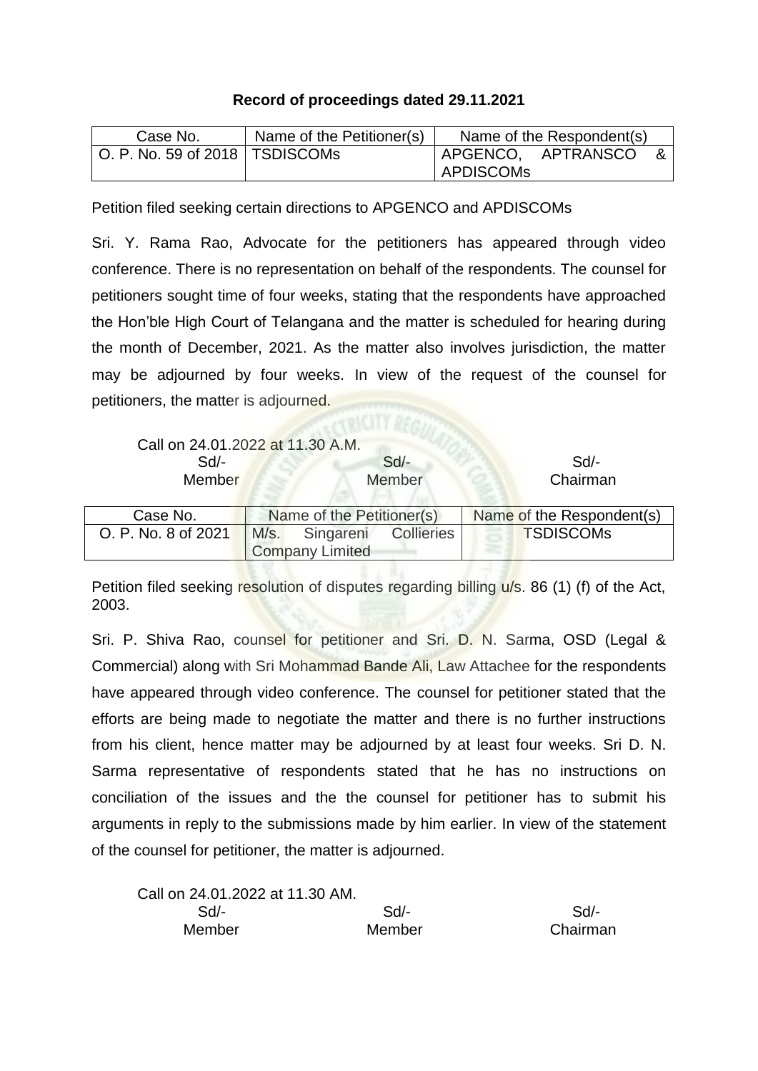**Record of proceedings dated 29.11.2021**

| Case No. | Name of the Petitioner(s) | Name of the Respondent(s) |
|---|---|---|
| O. P. No. 59 of 2018 | TSDISCOMs | APGENCO, APTRANSCO & APDISCOMs |

Petition filed seeking certain directions to APGENCO and APDISCOMs

Sri. Y. Rama Rao, Advocate for the petitioners has appeared through video conference. There is no representation on behalf of the respondents. The counsel for petitioners sought time of four weeks, stating that the respondents have approached the Hon'ble High Court of Telangana and the matter is scheduled for hearing during the month of December, 2021. As the matter also involves jurisdiction, the matter may be adjourned by four weeks. In view of the request of the counsel for petitioners, the matter is adjourned.

Call on 24.01.2022 at 11.30 A.M.

| Sd/- | Sd/- | Sd/- |
|---|---|---|
| Member | Member | Chairman |

| Case No. | Name of the Petitioner(s) | Name of the Respondent(s) |
|---|---|---|
| O. P. No. 8 of 2021 | M/s. Singareni Collieries Company Limited | TSDISCOMs |

Petition filed seeking resolution of disputes regarding billing u/s. 86 (1) (f) of the Act, 2003.

Sri. P. Shiva Rao, counsel for petitioner and Sri. D. N. Sarma, OSD (Legal & Commercial) along with Sri Mohammad Bande Ali, Law Attachee for the respondents have appeared through video conference. The counsel for petitioner stated that the efforts are being made to negotiate the matter and there is no further instructions from his client, hence matter may be adjourned by at least four weeks. Sri D. N. Sarma representative of respondents stated that he has no instructions on conciliation of the issues and the the counsel for petitioner has to submit his arguments in reply to the submissions made by him earlier. In view of the statement of the counsel for petitioner, the matter is adjourned.

Call on 24.01.2022 at 11.30 AM.

| Sd/- | Sd/- | Sd/- |
|---|---|---|
| Member | Member | Chairman |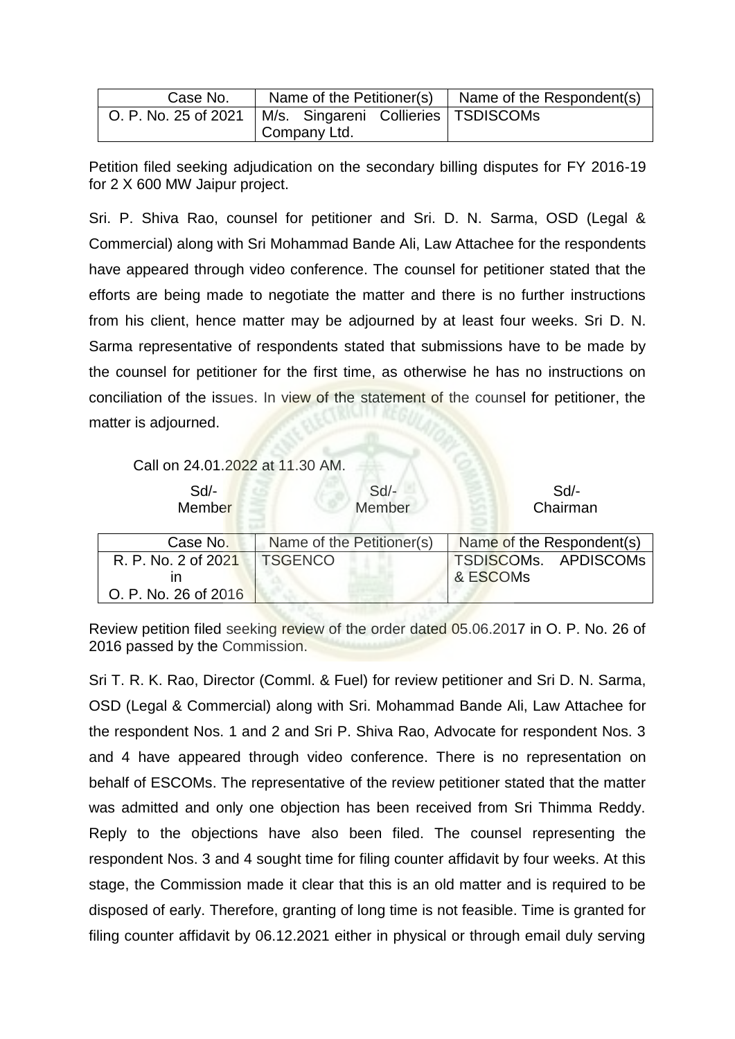| Case No. | Name of the Petitioner(s) | Name of the Respondent(s) |
|---|---|---|
| O. P. No. 25 of 2021 | M/s. Singareni Collieries Company Ltd. | TSDISCOMs |

Petition filed seeking adjudication on the secondary billing disputes for FY 2016-19 for 2 X 600 MW Jaipur project.

Sri. P. Shiva Rao, counsel for petitioner and Sri. D. N. Sarma, OSD (Legal & Commercial) along with Sri Mohammad Bande Ali, Law Attachee for the respondents have appeared through video conference. The counsel for petitioner stated that the efforts are being made to negotiate the matter and there is no further instructions from his client, hence matter may be adjourned by at least four weeks. Sri D. N. Sarma representative of respondents stated that submissions have to be made by the counsel for petitioner for the first time, as otherwise he has no instructions on conciliation of the issues. In view of the statement of the counsel for petitioner, the matter is adjourned.

Call on 24.01.2022 at 11.30 AM.

| Sd/- | Sd/- | Sd/- |
|---|---|---|
| Member | Member | Chairman |

| Case No. | Name of the Petitioner(s) | Name of the Respondent(s) |
|---|---|---|
| R. P. No. 2 of 2021 in O. P. No. 26 of 2016 | TSGENCO | TSDISCOMs. APDISCOMs & ESCOMs |

Review petition filed seeking review of the order dated 05.06.2017 in O. P. No. 26 of 2016 passed by the Commission.

Sri T. R. K. Rao, Director (Comml. & Fuel) for review petitioner and Sri D. N. Sarma, OSD (Legal & Commercial) along with Sri. Mohammad Bande Ali, Law Attachee for the respondent Nos. 1 and 2 and Sri P. Shiva Rao, Advocate for respondent Nos. 3 and 4 have appeared through video conference. There is no representation on behalf of ESCOMs. The representative of the review petitioner stated that the matter was admitted and only one objection has been received from Sri Thimma Reddy. Reply to the objections have also been filed. The counsel representing the respondent Nos. 3 and 4 sought time for filing counter affidavit by four weeks. At this stage, the Commission made it clear that this is an old matter and is required to be disposed of early. Therefore, granting of long time is not feasible. Time is granted for filing counter affidavit by 06.12.2021 either in physical or through email duly serving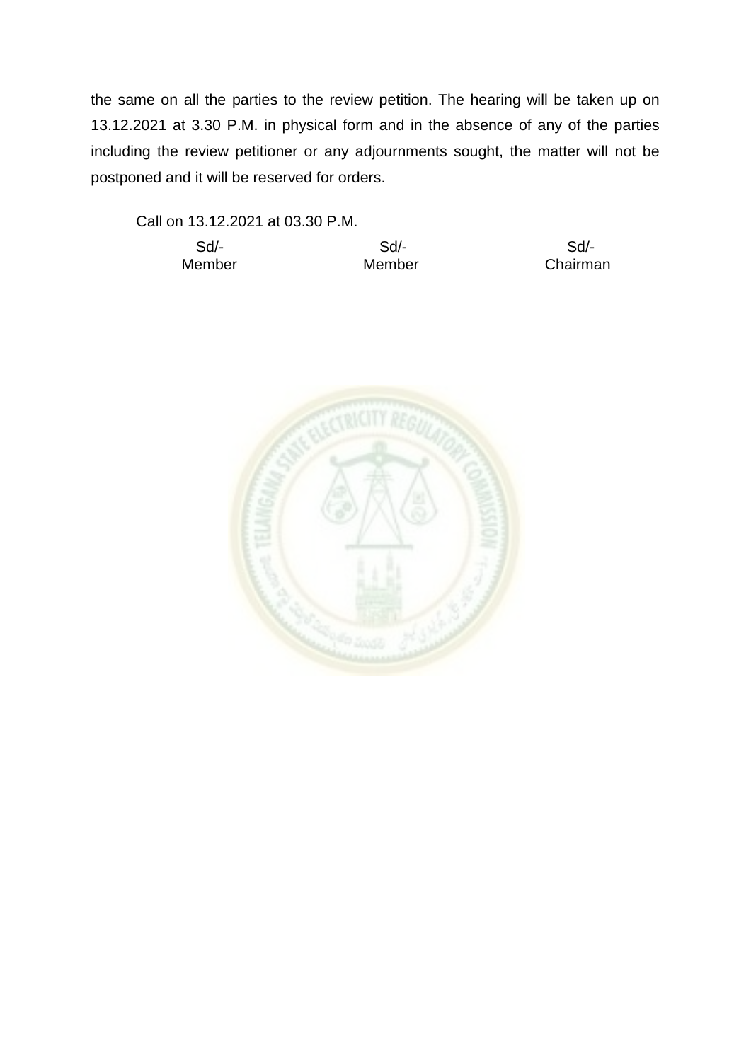the same on all the parties to the review petition. The hearing will be taken up on 13.12.2021 at 3.30 P.M. in physical form and in the absence of any of the parties including the review petitioner or any adjournments sought, the matter will not be postponed and it will be reserved for orders.

Call on 13.12.2021 at 03.30 P.M.

| | | |
|---|---|---|
| Sd/- | Sd/- | Sd/- |
| Member | Member | Chairman |